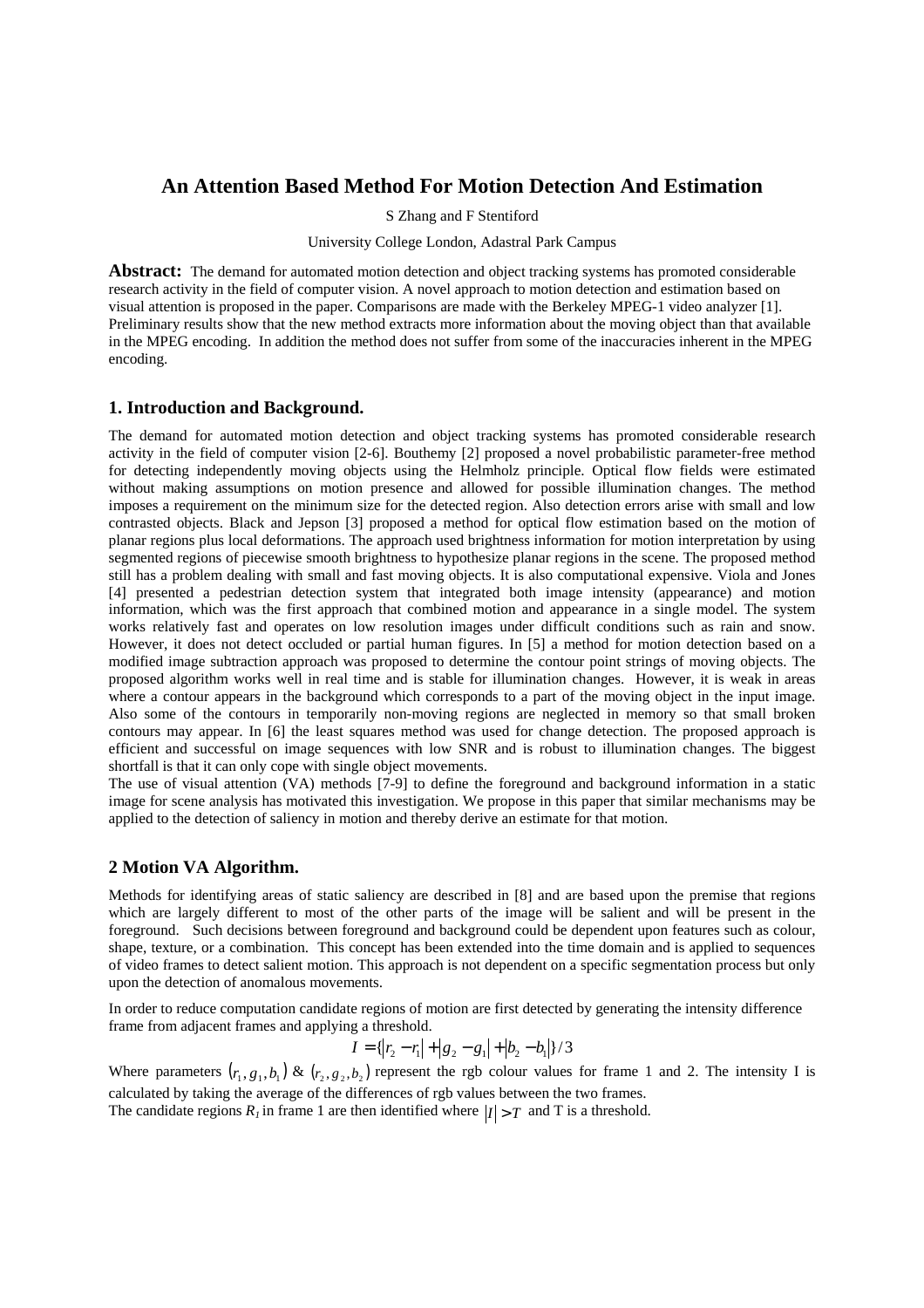# An Attention Based Method For Motion Detection And Estimation

S Zhang and F Stentiford

University College London, Adastral Park Campus

**Abstract:** The demand for automated motion detection and object tracking systems has promoted considerable research activity in the field of computer vision. A novel approach to motion detection and estimation based on visual attention is proposed in the paper. Comparisons are made with the Berkeley MPEG-1 video analyzer [1]. Preliminary results show that the new method extracts more information about the moving object than that available in the MPEG encoding. In addition the method does not suffer from some of the inaccuracies inherent in the MPEG encoding.

## 1. Introduction and Background.

The demand for automated motion detection and object tracking systems has promoted considerable research activity in the field of computer vision [2-6]. Bouthemy [2] proposed a novel probabilistic parameter-free method for detecting independently moving objects using the Helmholz principle. Optical flow fields were estimated without making assumptions on motion presence and allowed for possible illumination changes. The method imposes a requirement on the minimum size for the detected region. Also detection errors arise with small and low contrasted objects. Black and Jepson [3] proposed a method for optical flow estimation based on the motion of planar regions plus local deformations. The approach used brightness information for motion interpretation by using segmented regions of piecewise smooth brightness to hypothesize planar regions in the scene. The proposed method still has a problem dealing with small and fast moving objects. It is also computational expensive. Viola and Jones [4] presented a pedestrian detection system that integrated both image intensity (appearance) and motion information, which was the first approach that combined motion and appearance in a single model. The system works relatively fast and operates on low resolution images under difficult conditions such as rain and snow. However, it does not detect occluded or partial human figures. In [5] a method for motion detection based on a modified image subtraction approach was proposed to determine the contour point strings of moving objects. The proposed algorithm works well in real time and is stable for illumination changes. However, it is weak in areas where a contour appears in the background which corresponds to a part of the moving object in the input image. Also some of the contours in temporarily non-moving regions are neglected in memory so that small broken contours may appear. In [6] the least squares method was used for change detection. The proposed approach is efficient and successful on image sequences with low SNR and is robust to illumination changes. The biggest shortfall is that it can only cope with single object movements.

The use of visual attention (VA) methods [7-9] to define the foreground and background information in a static image for scene analysis has motivated this investigation. We propose in this paper that similar mechanisms may be applied to the detection of saliency in motion and thereby derive an estimate for that motion.

## 2 Motion VA Algorithm.

Methods for identifying areas of static saliency are described in [8] and are based upon the premise that regions which are largely different to most of the other parts of the image will be salient and will be present in the foreground. Such decisions between foreground and background could be dependent upon features such as colour, shape, texture, or a combination. This concept has been extended into the time domain and is applied to sequences of video frames to detect salient motion. This approach is not dependent on a specific segmentation process but only upon the detection of anomalous movements.

In order to reduce computation candidate regions of motion are first detected by generating the intensity difference frame from adjacent frames and applying a threshold.

$$I = \{|r_2 - r_1| + |g_2 - g_1| + |b_2 - b_1|\}/3$$

Where parameters $(r_1, g_1, b_1)$ & $(r_2, g_2, b_2)$ represent the rgb colour values for frame 1 and 2. The intensity I is calculated by taking the average of the differences of rgb values between the two frames.

The candidate regions $R_1$ in frame 1 are then identified where $|I| > T$ and T is a threshold.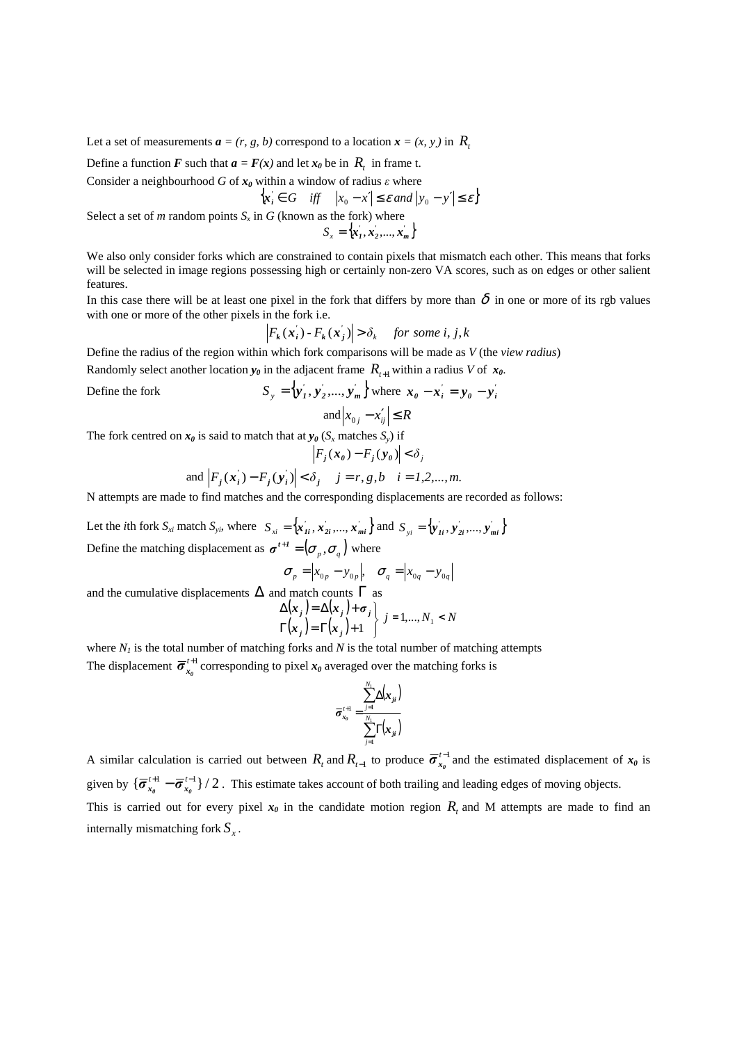Let a set of measurements $\boldsymbol{a} = (r, g, b)$ correspond to a location $\boldsymbol{x} = (x, y)$ in $R_t$

Define a function $\boldsymbol{F}$ such that $\boldsymbol{a} = \boldsymbol{F}(\boldsymbol{x})$ and let $\boldsymbol{x_0}$ be in $R_t$ in frame t.

Consider a neighbourhood $G$ of $\boldsymbol{x_0}$ within a window of radius $\varepsilon$ where

$$\{\boldsymbol{x}_i' \in G \quad iff \quad |x_0 - x'| \le \varepsilon \, and \, |y_0 - y'| \le \varepsilon\}$$

Select a set of $m$ random points $S_x$ in $G$ (known as the fork) where

$$S_x = \{\boldsymbol{x}_1', \boldsymbol{x}_2', ..., \boldsymbol{x}_m'\}$$

We also only consider forks which are constrained to contain pixels that mismatch each other. This means that forks will be selected in image regions possessing high or certainly non-zero VA scores, such as on edges or other salient features.

In this case there will be at least one pixel in the fork that differs by more than $\delta$ in one or more of its rgb values with one or more of the other pixels in the fork i.e.

$$\left|F_k(\boldsymbol{x}_i') - F_k(\boldsymbol{x}_j')\right| > \delta_k \quad for \; some \; i, j, k$$

Define the radius of the region within which fork comparisons will be made as $V$ (the *view radius*)

Randomly select another location $\boldsymbol{y_0}$ in the adjacent frame $R_{t+1}$ within a radius $V$ of $\boldsymbol{x_0}$.

Define the fork

$$S_y = \{\boldsymbol{y}_1', \boldsymbol{y}_2', ..., \boldsymbol{y}_m'\} \text{ where } \boldsymbol{x_0} - \boldsymbol{x}_i' = \boldsymbol{y_0} - \boldsymbol{y}_i'$$

$$\text{and} \left|x_{0j} - x_{ij}'\right| \le R$$

The fork centred on $\boldsymbol{x_0}$ is said to match that at $\boldsymbol{y_0}$ ($S_x$ matches $S_y$) if

$$\left|F_j(\boldsymbol{x_0}) - F_j(\boldsymbol{y_0})\right| < \delta_j$$

$$\text{and } \left|F_j(\boldsymbol{x}_i') - F_j(\boldsymbol{y}_i')\right| < \delta_j \quad j = r, g, b \quad i = 1, 2, ..., m.$$

N attempts are made to find matches and the corresponding displacements are recorded as follows:

Let the $i$th fork $S_{xi}$ match $S_{yi}$, where $S_{xi} = \{\boldsymbol{x}_{1i}', \boldsymbol{x}_{2i}', ..., \boldsymbol{x}_{mi}'\}$ and $S_{yi} = \{\boldsymbol{y}_{1i}', \boldsymbol{y}_{2i}', ..., \boldsymbol{y}_{mi}'\}$

Define the matching displacement as $\boldsymbol{\sigma}^{t+1} = (\sigma_p, \sigma_q)$ where

$$\sigma_p = \left|x_{0p} - y_{0p}\right|, \quad \sigma_q = \left|x_{0q} - y_{0q}\right|$$

and the cumulative displacements $\Delta$ and match counts $\Gamma$ as

$$\left.\begin{array}{l} \Delta(\boldsymbol{x}_j) = \Delta(\boldsymbol{x}_j) + \boldsymbol{\sigma}_j \\ \Gamma(\boldsymbol{x}_j) = \Gamma(\boldsymbol{x}_j) + 1 \end{array}\right\} \; j = 1, ..., N_1 < N$$

where $N_1$ is the total number of matching forks and $N$ is the total number of matching attempts

The displacement $\overline{\boldsymbol{\sigma}}_{\boldsymbol{x_0}}^{t+1}$ corresponding to pixel $\boldsymbol{x_0}$ averaged over the matching forks is

$$\overline{\boldsymbol{\sigma}}_{\boldsymbol{x_0}}^{t+1} = \frac{\sum_{j=1}^{N_1} \Delta(\boldsymbol{x}_{ji})}{\sum_{j=1}^{N_1} \Gamma(\boldsymbol{x}_{ji})}$$

A similar calculation is carried out between $R_t$ and $R_{t-1}$ to produce $\overline{\boldsymbol{\sigma}}_{\boldsymbol{x_0}}^{t-1}$ and the estimated displacement of $\boldsymbol{x_0}$ is given by $\{\overline{\boldsymbol{\sigma}}_{\boldsymbol{x_0}}^{t+1} - \overline{\boldsymbol{\sigma}}_{\boldsymbol{x_0}}^{t-1}\}/2$. This estimate takes account of both trailing and leading edges of moving objects.

This is carried out for every pixel $\boldsymbol{x_0}$ in the candidate motion region $R_t$ and M attempts are made to find an internally mismatching fork $S_x$.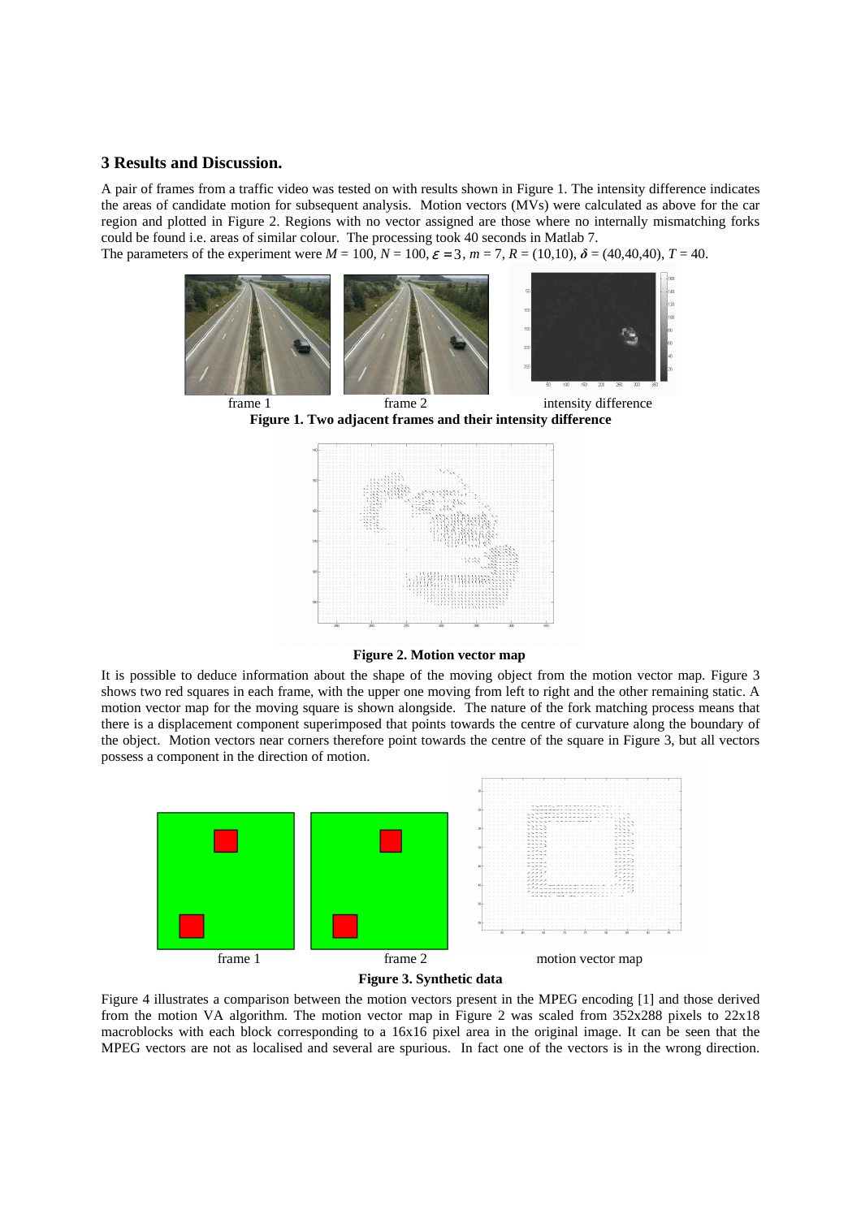## 3 Results and Discussion.

A pair of frames from a traffic video was tested on with results shown in Figure 1. The intensity difference indicates the areas of candidate motion for subsequent analysis. Motion vectors (MVs) were calculated as above for the car region and plotted in Figure 2. Regions with no vector assigned are those where no internally mismatching forks could be found i.e. areas of similar colour. The processing took 40 seconds in Matlab 7.
The parameters of the experiment were $M = 100$, $N = 100$, $\varepsilon = 3$, $m = 7$, $R = (10,10)$, $\boldsymbol{\delta} = (40,40,40)$, $T = 40$.

frame 1 frame 2 intensity difference

**Figure 1. Two adjacent frames and their intensity difference**

**Figure 2. Motion vector map**

It is possible to deduce information about the shape of the moving object from the motion vector map. Figure 3 shows two red squares in each frame, with the upper one moving from left to right and the other remaining static. A motion vector map for the moving square is shown alongside. The nature of the fork matching process means that there is a displacement component superimposed that points towards the centre of curvature along the boundary of the object. Motion vectors near corners therefore point towards the centre of the square in Figure 3, but all vectors possess a component in the direction of motion.

frame 1 frame 2 motion vector map

**Figure 3. Synthetic data**

Figure 4 illustrates a comparison between the motion vectors present in the MPEG encoding [1] and those derived from the motion VA algorithm. The motion vector map in Figure 2 was scaled from 352x288 pixels to 22x18 macroblocks with each block corresponding to a 16x16 pixel area in the original image. It can be seen that the MPEG vectors are not as localised and several are spurious. In fact one of the vectors is in the wrong direction.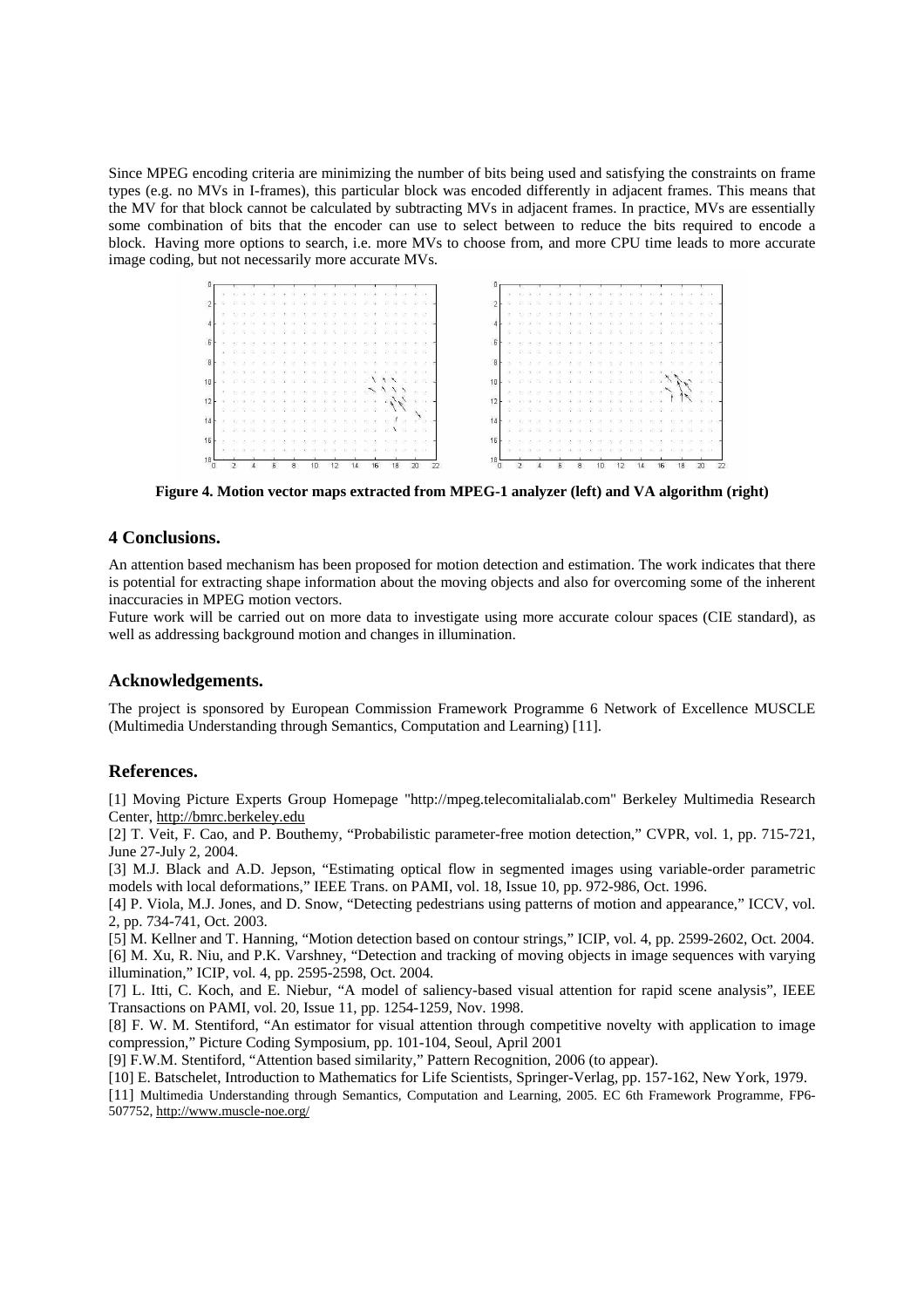Since MPEG encoding criteria are minimizing the number of bits being used and satisfying the constraints on frame types (e.g. no MVs in I-frames), this particular block was encoded differently in adjacent frames. This means that the MV for that block cannot be calculated by subtracting MVs in adjacent frames. In practice, MVs are essentially some combination of bits that the encoder can use to select between to reduce the bits required to encode a block. Having more options to search, i.e. more MVs to choose from, and more CPU time leads to more accurate image coding, but not necessarily more accurate MVs.

0
2
4
6
8
10
12
14
16
18
0 2 4 6 8 10 12 14 16 18 20 22

0
2
4
6
8
10
12
14
16
18
0 2 4 6 8 10 12 14 16 18 20 22

**Figure 4. Motion vector maps extracted from MPEG-1 analyzer (left) and VA algorithm (right)**

## 4 Conclusions.

An attention based mechanism has been proposed for motion detection and estimation. The work indicates that there is potential for extracting shape information about the moving objects and also for overcoming some of the inherent inaccuracies in MPEG motion vectors.

Future work will be carried out on more data to investigate using more accurate colour spaces (CIE standard), as well as addressing background motion and changes in illumination.

## Acknowledgements.

The project is sponsored by European Commission Framework Programme 6 Network of Excellence MUSCLE (Multimedia Understanding through Semantics, Computation and Learning) [11].

## References.

[1] Moving Picture Experts Group Homepage "http://mpeg.telecomitalialab.com" Berkeley Multimedia Research Center, http://bmrc.berkeley.edu

[2] T. Veit, F. Cao, and P. Bouthemy, "Probabilistic parameter-free motion detection," CVPR, vol. 1, pp. 715-721, June 27-July 2, 2004.

[3] M.J. Black and A.D. Jepson, "Estimating optical flow in segmented images using variable-order parametric models with local deformations," IEEE Trans. on PAMI, vol. 18, Issue 10, pp. 972-986, Oct. 1996.

[4] P. Viola, M.J. Jones, and D. Snow, "Detecting pedestrians using patterns of motion and appearance," ICCV, vol. 2, pp. 734-741, Oct. 2003.

[5] M. Kellner and T. Hanning, "Motion detection based on contour strings," ICIP, vol. 4, pp. 2599-2602, Oct. 2004.

[6] M. Xu, R. Niu, and P.K. Varshney, "Detection and tracking of moving objects in image sequences with varying illumination," ICIP, vol. 4, pp. 2595-2598, Oct. 2004.

[7] L. Itti, C. Koch, and E. Niebur, "A model of saliency-based visual attention for rapid scene analysis", IEEE Transactions on PAMI, vol. 20, Issue 11, pp. 1254-1259, Nov. 1998.

[8] F. W. M. Stentiford, "An estimator for visual attention through competitive novelty with application to image compression," Picture Coding Symposium, pp. 101-104, Seoul, April 2001

[9] F.W.M. Stentiford, "Attention based similarity," Pattern Recognition, 2006 (to appear).

[10] E. Batschelet, Introduction to Mathematics for Life Scientists, Springer-Verlag, pp. 157-162, New York, 1979.

[11] Multimedia Understanding through Semantics, Computation and Learning, 2005. EC 6th Framework Programme, FP6-507752, http://www.muscle-noe.org/